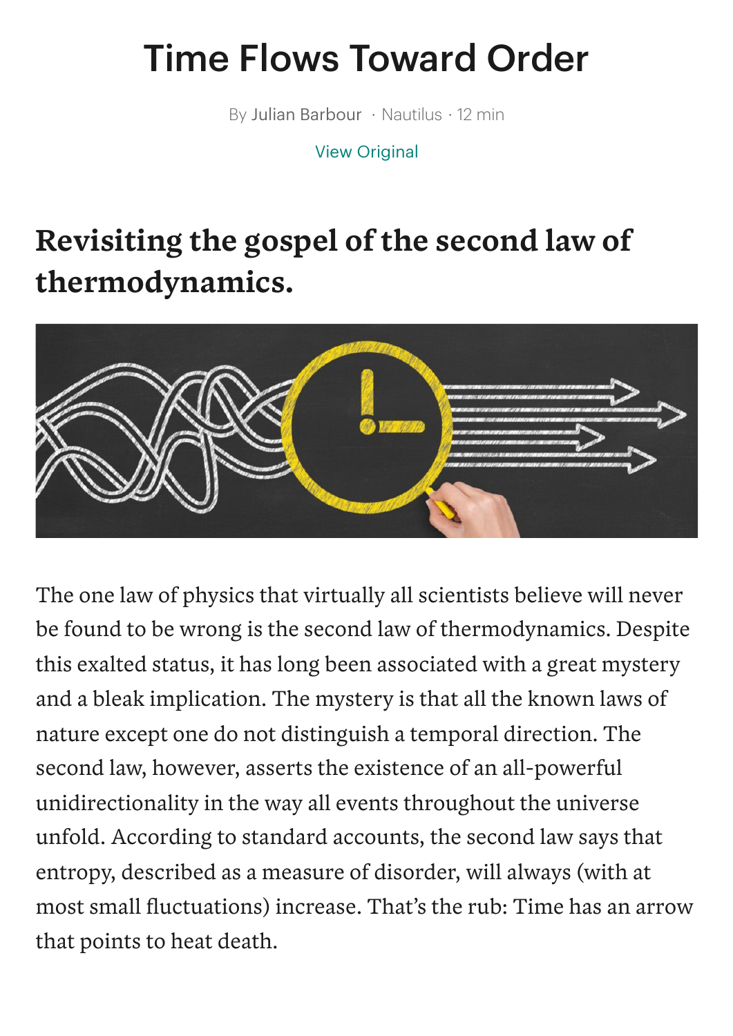# Time Flows Toward Order

By Julian Barbour · Nautilus · 12 min

View Original

## Revisiting the gospel of the second law of thermodynamics.

The one law of physics that virtually all scientists believe will never be found to be wrong is the second law of thermodynamics. Despite this exalted status, it has long been associated with a great mystery and a bleak implication. The mystery is that all the known laws of nature except one do not distinguish a temporal direction. The second law, however, asserts the existence of an all-powerful unidirectionality in the way all events throughout the universe unfold. According to standard accounts, the second law says that entropy, described as a measure of disorder, will always (with at most small fluctuations) increase. That's the rub: Time has an arrow that points to heat death.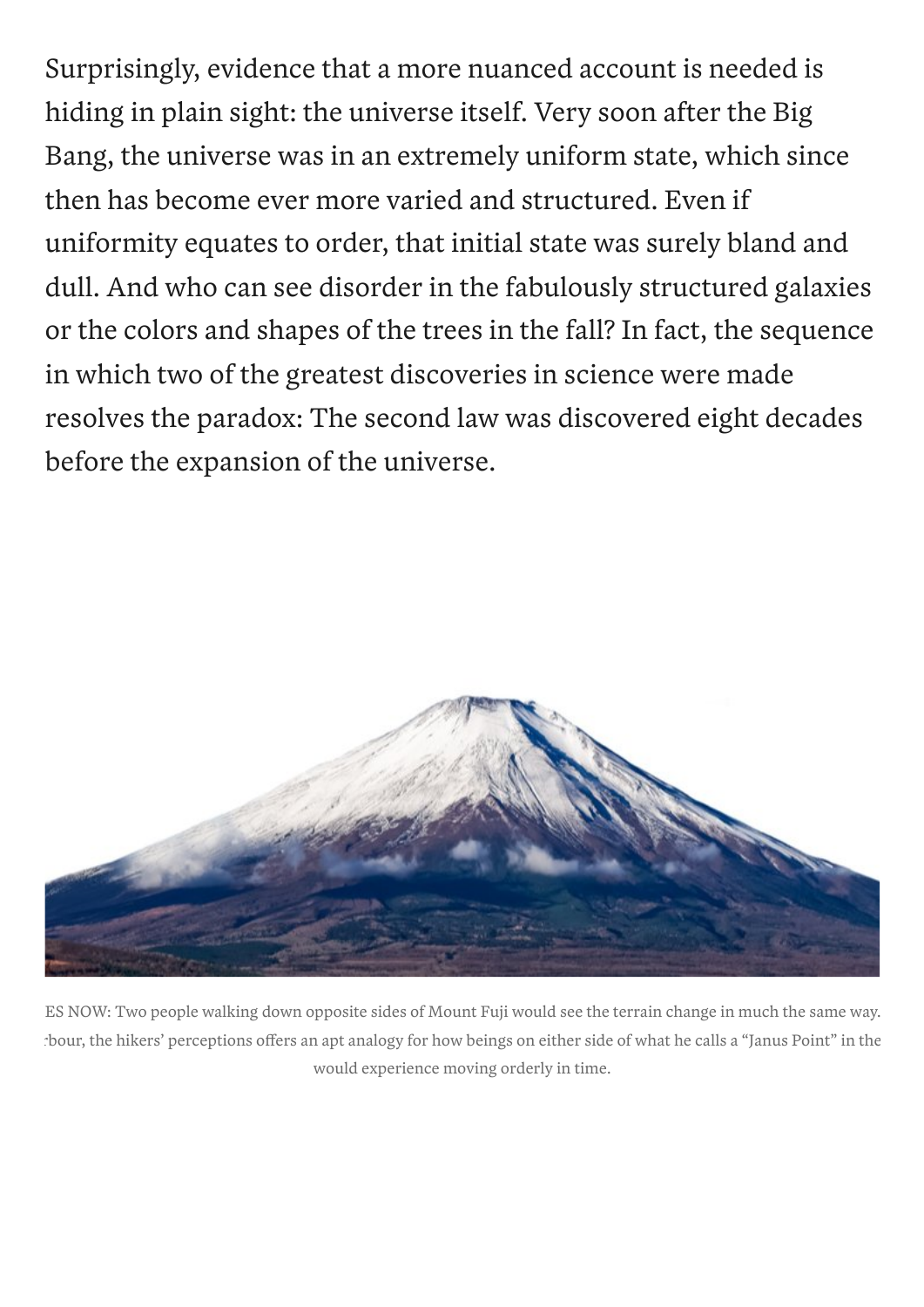Surprisingly, evidence that a more nuanced account is needed is hiding in plain sight: the universe itself. Very soon after the Big Bang, the universe was in an extremely uniform state, which since then has become ever more varied and structured. Even if uniformity equates to order, that initial state was surely bland and dull. And who can see disorder in the fabulously structured galaxies or the colors and shapes of the trees in the fall? In fact, the sequence in which two of the greatest discoveries in science were made resolves the paradox: The second law was discovered eight decades before the expansion of the universe.

ES NOW: Two people walking down opposite sides of Mount Fuji would see the terrain change in much the same way. :bour, the hikers' perceptions offers an apt analogy for how beings on either side of what he calls a "Janus Point" in the would experience moving orderly in time.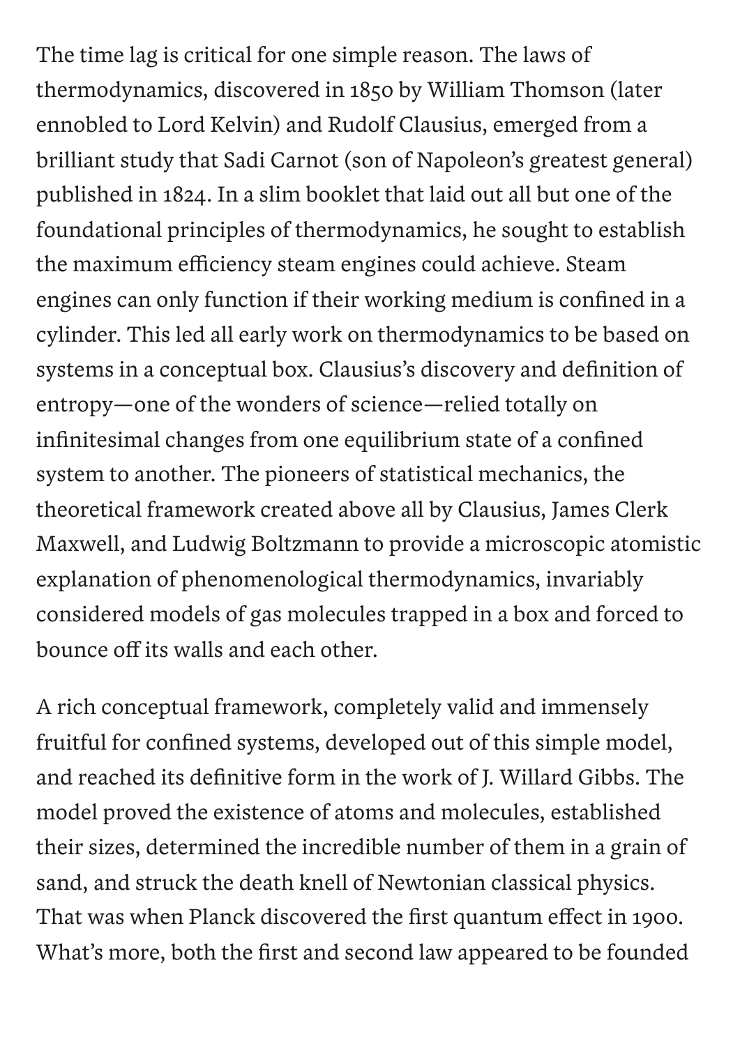The time lag is critical for one simple reason. The laws of thermodynamics, discovered in 1850 by William Thomson (later ennobled to Lord Kelvin) and Rudolf Clausius, emerged from a brilliant study that Sadi Carnot (son of Napoleon's greatest general) published in 1824. In a slim booklet that laid out all but one of the foundational principles of thermodynamics, he sought to establish the maximum efficiency steam engines could achieve. Steam engines can only function if their working medium is confined in a cylinder. This led all early work on thermodynamics to be based on systems in a conceptual box. Clausius's discovery and definition of entropy—one of the wonders of science—relied totally on infinitesimal changes from one equilibrium state of a confined system to another. The pioneers of statistical mechanics, the theoretical framework created above all by Clausius, James Clerk Maxwell, and Ludwig Boltzmann to provide a microscopic atomistic explanation of phenomenological thermodynamics, invariably considered models of gas molecules trapped in a box and forced to bounce off its walls and each other.

A rich conceptual framework, completely valid and immensely fruitful for confined systems, developed out of this simple model, and reached its definitive form in the work of J. Willard Gibbs. The model proved the existence of atoms and molecules, established their sizes, determined the incredible number of them in a grain of sand, and struck the death knell of Newtonian classical physics. That was when Planck discovered the first quantum effect in 1900. What's more, both the first and second law appeared to be founded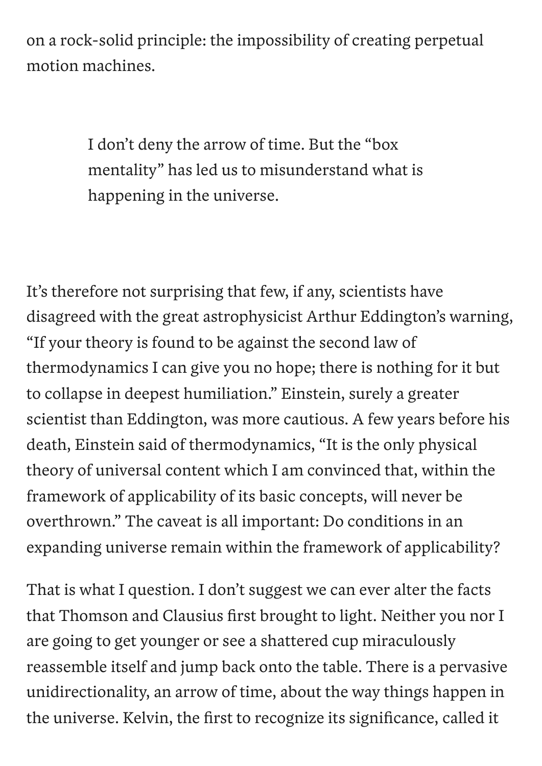on a rock-solid principle: the impossibility of creating perpetual motion machines.

> I don't deny the arrow of time. But the "box mentality" has led us to misunderstand what is happening in the universe.

It's therefore not surprising that few, if any, scientists have disagreed with the great astrophysicist Arthur Eddington's warning, "If your theory is found to be against the second law of thermodynamics I can give you no hope; there is nothing for it but to collapse in deepest humiliation." Einstein, surely a greater scientist than Eddington, was more cautious. A few years before his death, Einstein said of thermodynamics, "It is the only physical theory of universal content which I am convinced that, within the framework of applicability of its basic concepts, will never be overthrown." The caveat is all important: Do conditions in an expanding universe remain within the framework of applicability?

That is what I question. I don't suggest we can ever alter the facts that Thomson and Clausius first brought to light. Neither you nor I are going to get younger or see a shattered cup miraculously reassemble itself and jump back onto the table. There is a pervasive unidirectionality, an arrow of time, about the way things happen in the universe. Kelvin, the first to recognize its significance, called it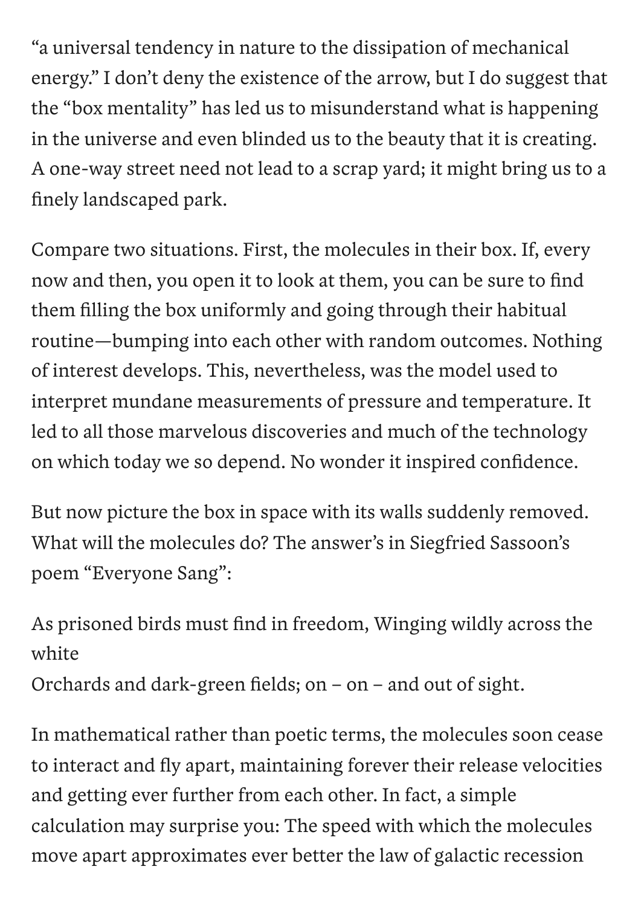"a universal tendency in nature to the dissipation of mechanical energy." I don't deny the existence of the arrow, but I do suggest that the "box mentality" has led us to misunderstand what is happening in the universe and even blinded us to the beauty that it is creating. A one-way street need not lead to a scrap yard; it might bring us to a finely landscaped park.

Compare two situations. First, the molecules in their box. If, every now and then, you open it to look at them, you can be sure to find them filling the box uniformly and going through their habitual routine—bumping into each other with random outcomes. Nothing of interest develops. This, nevertheless, was the model used to interpret mundane measurements of pressure and temperature. It led to all those marvelous discoveries and much of the technology on which today we so depend. No wonder it inspired confidence.

But now picture the box in space with its walls suddenly removed. What will the molecules do? The answer's in Siegfried Sassoon's poem "Everyone Sang":

As prisoned birds must find in freedom, Winging wildly across the white
Orchards and dark-green fields; on – on – and out of sight.

In mathematical rather than poetic terms, the molecules soon cease to interact and fly apart, maintaining forever their release velocities and getting ever further from each other. In fact, a simple calculation may surprise you: The speed with which the molecules move apart approximates ever better the law of galactic recession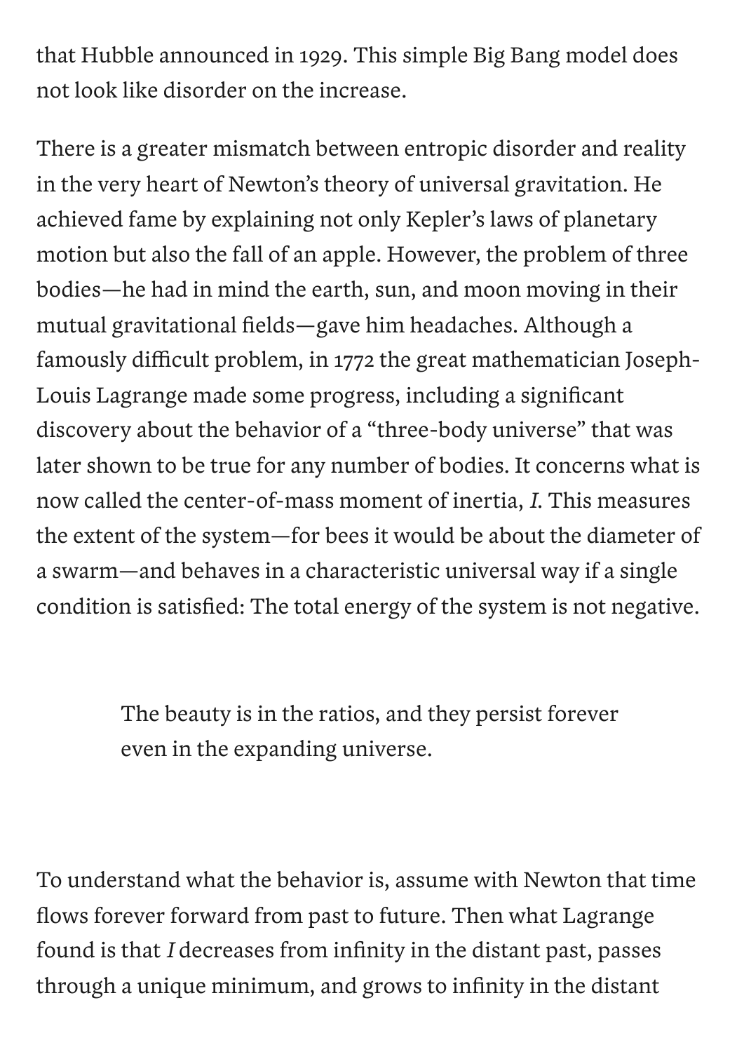that Hubble announced in 1929. This simple Big Bang model does not look like disorder on the increase.

There is a greater mismatch between entropic disorder and reality in the very heart of Newton's theory of universal gravitation. He achieved fame by explaining not only Kepler's laws of planetary motion but also the fall of an apple. However, the problem of three bodies—he had in mind the earth, sun, and moon moving in their mutual gravitational fields—gave him headaches. Although a famously difficult problem, in 1772 the great mathematician Joseph-Louis Lagrange made some progress, including a significant discovery about the behavior of a "three-body universe" that was later shown to be true for any number of bodies. It concerns what is now called the center-of-mass moment of inertia, $I$. This measures the extent of the system—for bees it would be about the diameter of a swarm—and behaves in a characteristic universal way if a single condition is satisfied: The total energy of the system is not negative.

> The beauty is in the ratios, and they persist forever even in the expanding universe.

To understand what the behavior is, assume with Newton that time flows forever forward from past to future. Then what Lagrange found is that $I$ decreases from infinity in the distant past, passes through a unique minimum, and grows to infinity in the distant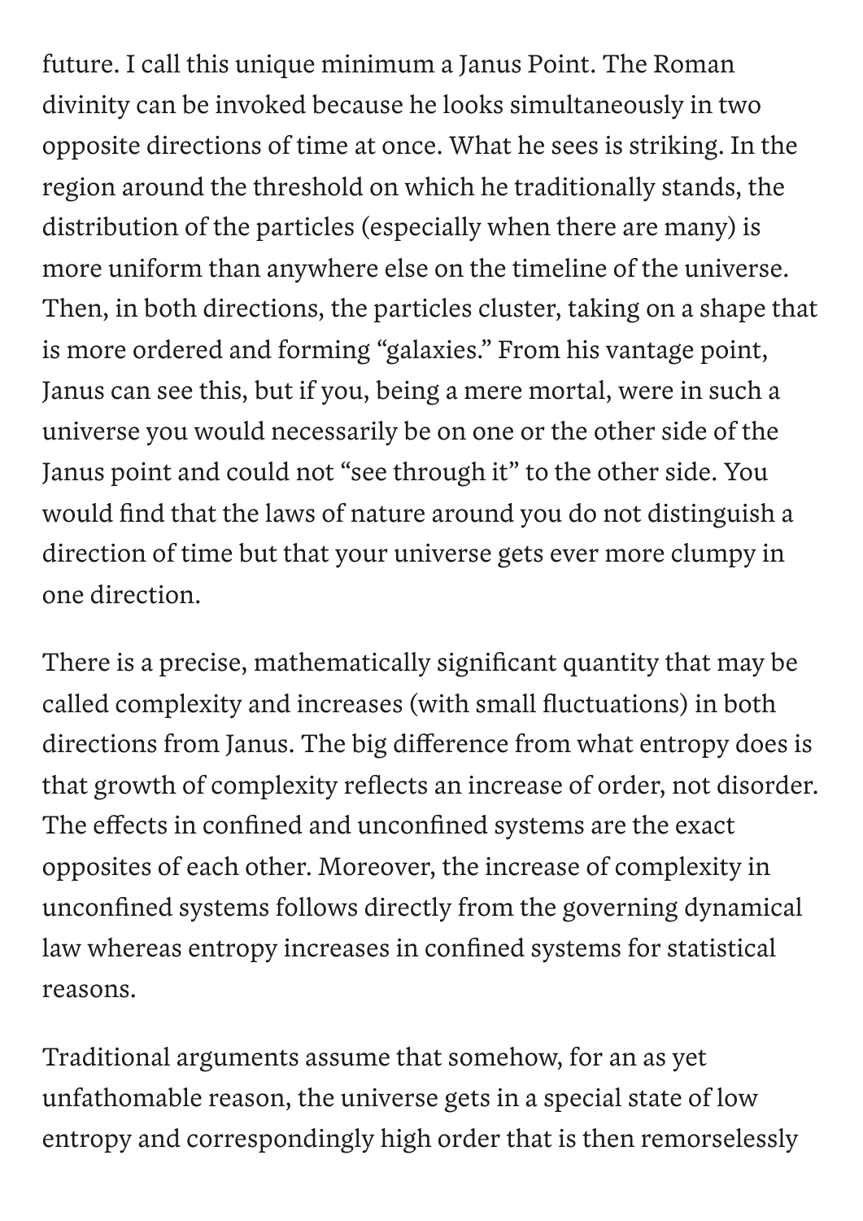future. I call this unique minimum a Janus Point. The Roman divinity can be invoked because he looks simultaneously in two opposite directions of time at once. What he sees is striking. In the region around the threshold on which he traditionally stands, the distribution of the particles (especially when there are many) is more uniform than anywhere else on the timeline of the universe. Then, in both directions, the particles cluster, taking on a shape that is more ordered and forming "galaxies." From his vantage point, Janus can see this, but if you, being a mere mortal, were in such a universe you would necessarily be on one or the other side of the Janus point and could not "see through it" to the other side. You would find that the laws of nature around you do not distinguish a direction of time but that your universe gets ever more clumpy in one direction.

There is a precise, mathematically significant quantity that may be called complexity and increases (with small fluctuations) in both directions from Janus. The big difference from what entropy does is that growth of complexity reflects an increase of order, not disorder. The effects in confined and unconfined systems are the exact opposites of each other. Moreover, the increase of complexity in unconfined systems follows directly from the governing dynamical law whereas entropy increases in confined systems for statistical reasons.

Traditional arguments assume that somehow, for an as yet unfathomable reason, the universe gets in a special state of low entropy and correspondingly high order that is then remorselessly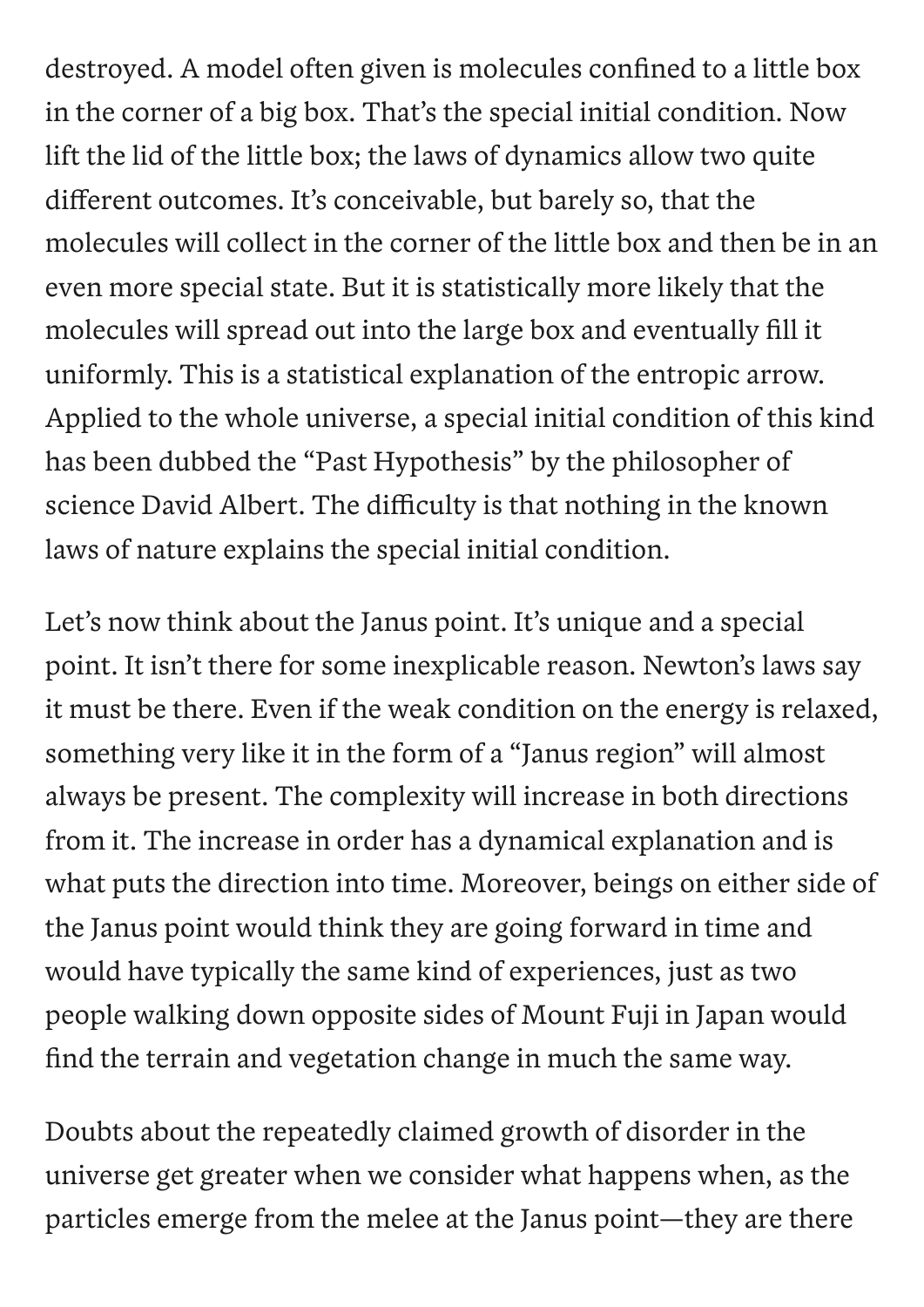destroyed. A model often given is molecules confined to a little box in the corner of a big box. That's the special initial condition. Now lift the lid of the little box; the laws of dynamics allow two quite different outcomes. It's conceivable, but barely so, that the molecules will collect in the corner of the little box and then be in an even more special state. But it is statistically more likely that the molecules will spread out into the large box and eventually fill it uniformly. This is a statistical explanation of the entropic arrow. Applied to the whole universe, a special initial condition of this kind has been dubbed the "Past Hypothesis" by the philosopher of science David Albert. The difficulty is that nothing in the known laws of nature explains the special initial condition.

Let's now think about the Janus point. It's unique and a special point. It isn't there for some inexplicable reason. Newton's laws say it must be there. Even if the weak condition on the energy is relaxed, something very like it in the form of a "Janus region" will almost always be present. The complexity will increase in both directions from it. The increase in order has a dynamical explanation and is what puts the direction into time. Moreover, beings on either side of the Janus point would think they are going forward in time and would have typically the same kind of experiences, just as two people walking down opposite sides of Mount Fuji in Japan would find the terrain and vegetation change in much the same way.

Doubts about the repeatedly claimed growth of disorder in the universe get greater when we consider what happens when, as the particles emerge from the melee at the Janus point—they are there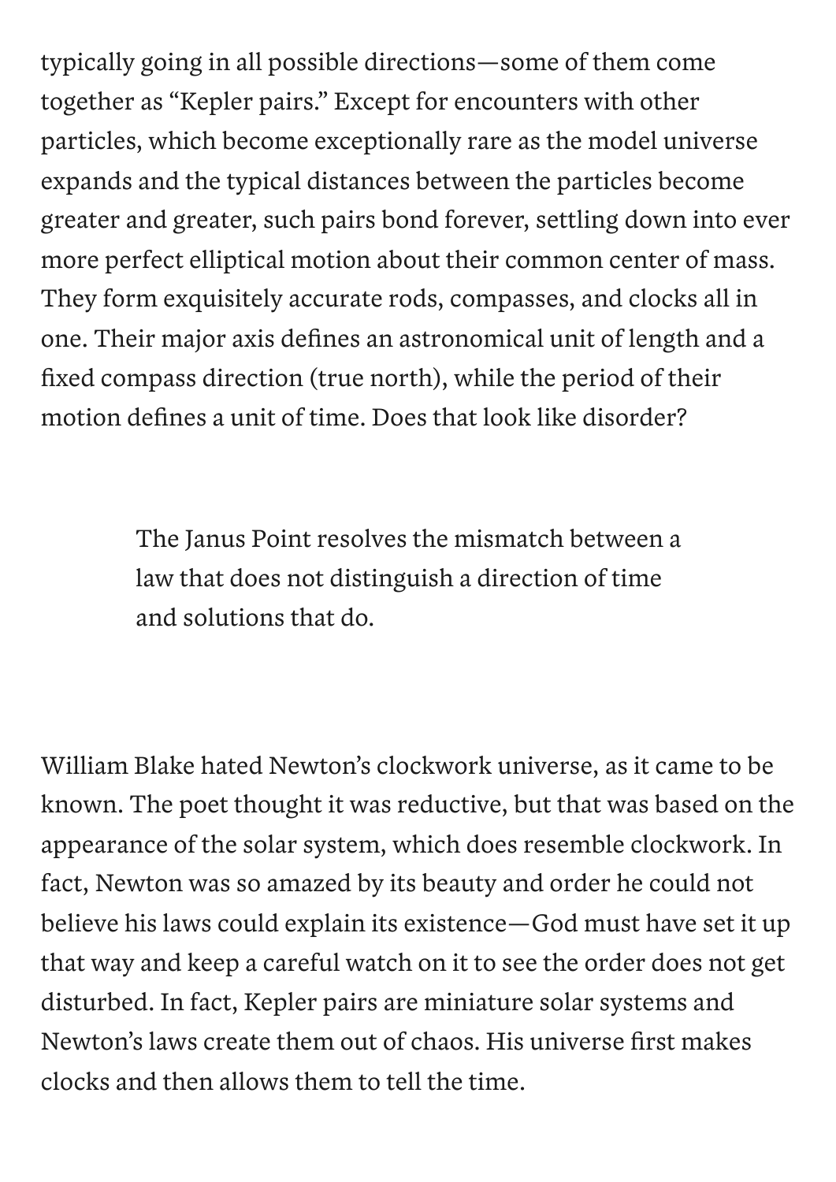typically going in all possible directions—some of them come together as "Kepler pairs." Except for encounters with other particles, which become exceptionally rare as the model universe expands and the typical distances between the particles become greater and greater, such pairs bond forever, settling down into ever more perfect elliptical motion about their common center of mass. They form exquisitely accurate rods, compasses, and clocks all in one. Their major axis defines an astronomical unit of length and a fixed compass direction (true north), while the period of their motion defines a unit of time. Does that look like disorder?

> The Janus Point resolves the mismatch between a law that does not distinguish a direction of time and solutions that do.

William Blake hated Newton's clockwork universe, as it came to be known. The poet thought it was reductive, but that was based on the appearance of the solar system, which does resemble clockwork. In fact, Newton was so amazed by its beauty and order he could not believe his laws could explain its existence—God must have set it up that way and keep a careful watch on it to see the order does not get disturbed. In fact, Kepler pairs are miniature solar systems and Newton's laws create them out of chaos. His universe first makes clocks and then allows them to tell the time.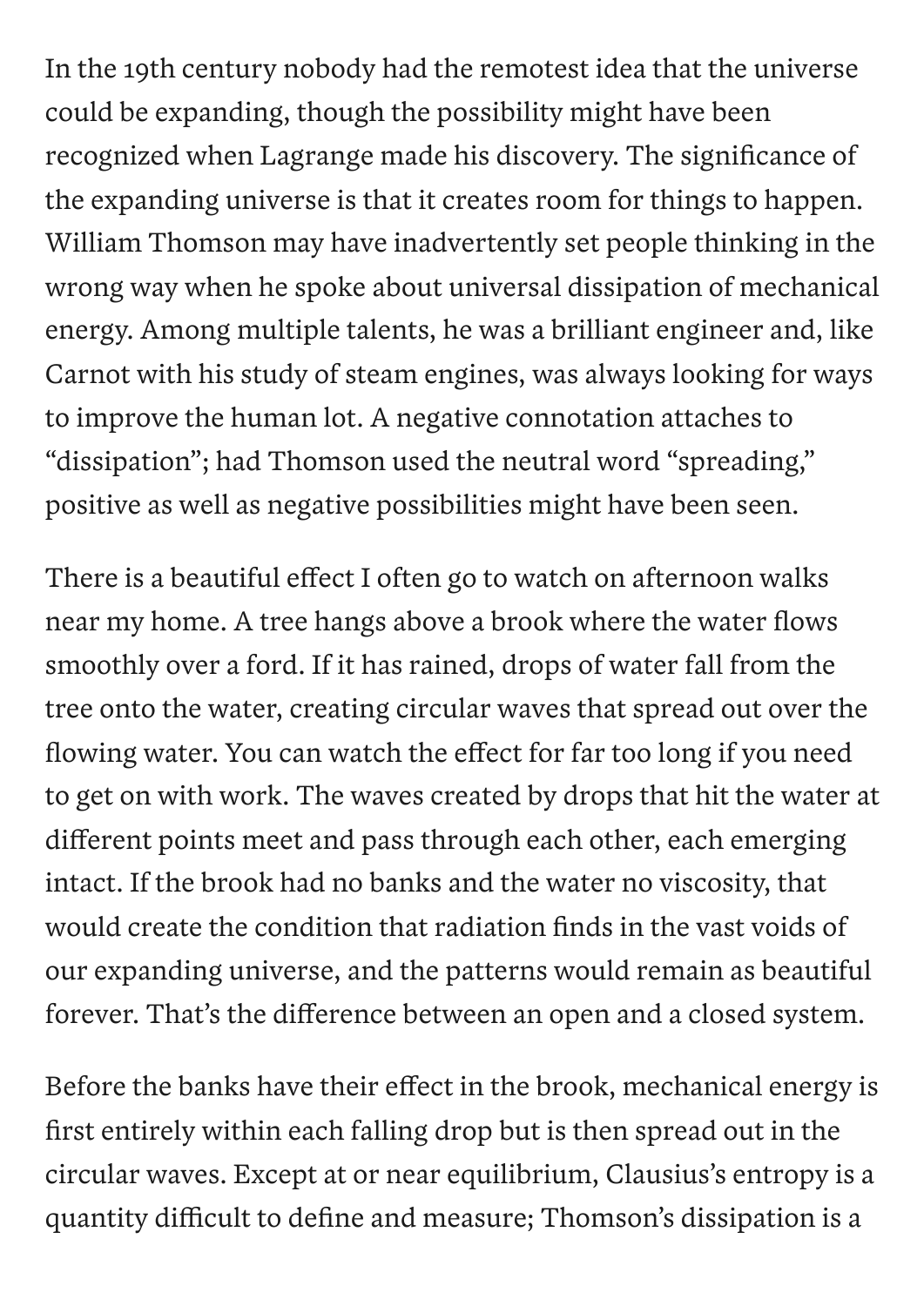In the 19th century nobody had the remotest idea that the universe could be expanding, though the possibility might have been recognized when Lagrange made his discovery. The significance of the expanding universe is that it creates room for things to happen. William Thomson may have inadvertently set people thinking in the wrong way when he spoke about universal dissipation of mechanical energy. Among multiple talents, he was a brilliant engineer and, like Carnot with his study of steam engines, was always looking for ways to improve the human lot. A negative connotation attaches to “dissipation”; had Thomson used the neutral word “spreading,” positive as well as negative possibilities might have been seen.

There is a beautiful effect I often go to watch on afternoon walks near my home. A tree hangs above a brook where the water flows smoothly over a ford. If it has rained, drops of water fall from the tree onto the water, creating circular waves that spread out over the flowing water. You can watch the effect for far too long if you need to get on with work. The waves created by drops that hit the water at different points meet and pass through each other, each emerging intact. If the brook had no banks and the water no viscosity, that would create the condition that radiation finds in the vast voids of our expanding universe, and the patterns would remain as beautiful forever. That’s the difference between an open and a closed system.

Before the banks have their effect in the brook, mechanical energy is first entirely within each falling drop but is then spread out in the circular waves. Except at or near equilibrium, Clausius’s entropy is a quantity difficult to define and measure; Thomson’s dissipation is a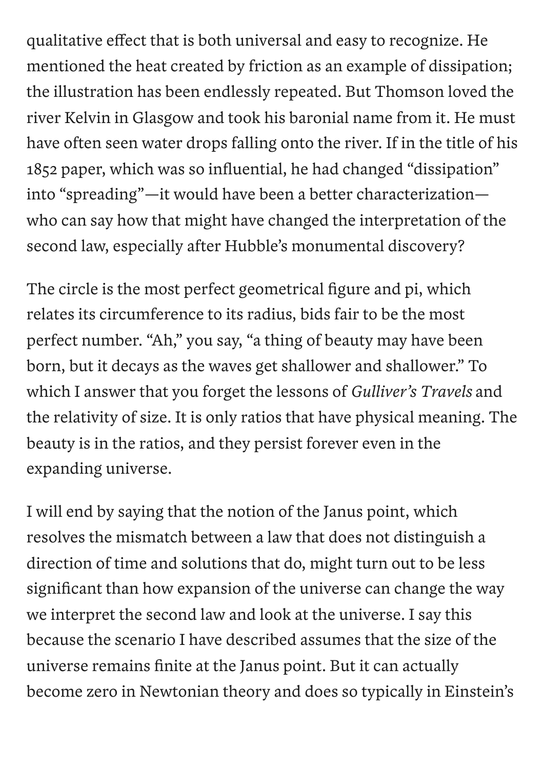qualitative effect that is both universal and easy to recognize. He mentioned the heat created by friction as an example of dissipation; the illustration has been endlessly repeated. But Thomson loved the river Kelvin in Glasgow and took his baronial name from it. He must have often seen water drops falling onto the river. If in the title of his 1852 paper, which was so influential, he had changed "dissipation" into "spreading"—it would have been a better characterization—who can say how that might have changed the interpretation of the second law, especially after Hubble's monumental discovery?

The circle is the most perfect geometrical figure and pi, which relates its circumference to its radius, bids fair to be the most perfect number. "Ah," you say, "a thing of beauty may have been born, but it decays as the waves get shallower and shallower." To which I answer that you forget the lessons of *Gulliver's Travels* and the relativity of size. It is only ratios that have physical meaning. The beauty is in the ratios, and they persist forever even in the expanding universe.

I will end by saying that the notion of the Janus point, which resolves the mismatch between a law that does not distinguish a direction of time and solutions that do, might turn out to be less significant than how expansion of the universe can change the way we interpret the second law and look at the universe. I say this because the scenario I have described assumes that the size of the universe remains finite at the Janus point. But it can actually become zero in Newtonian theory and does so typically in Einstein's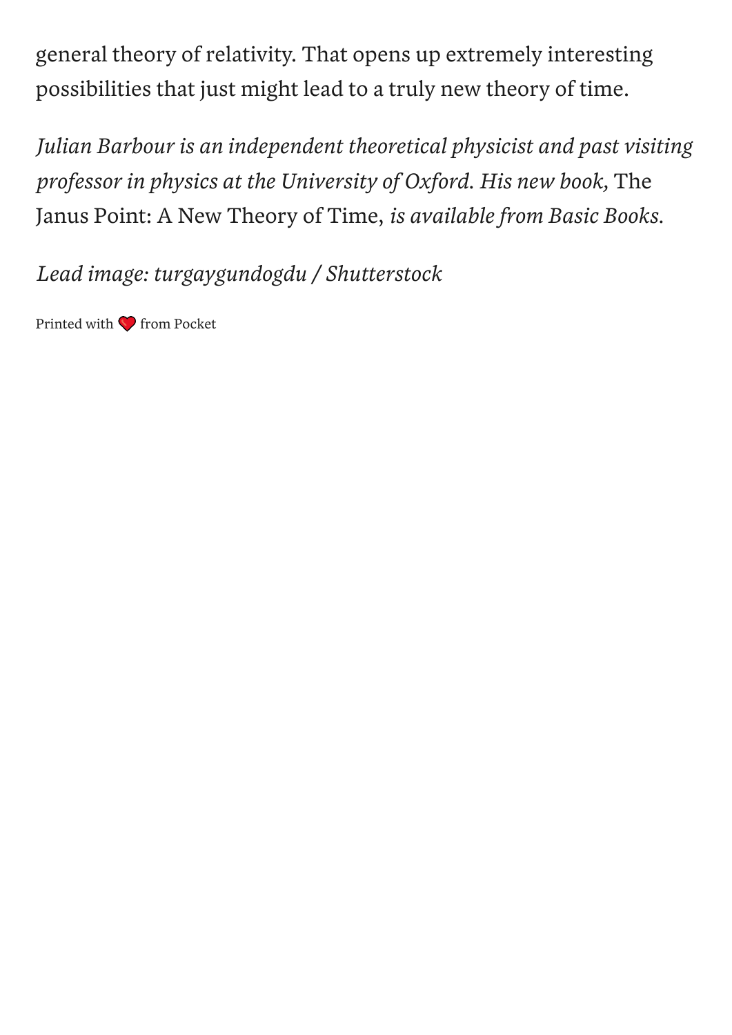general theory of relativity. That opens up extremely interesting possibilities that just might lead to a truly new theory of time.

*Julian Barbour is an independent theoretical physicist and past visiting professor in physics at the University of Oxford. His new book,* The Janus Point: A New Theory of Time, *is available from Basic Books.*

*Lead image: turgaygundogdu / Shutterstock*

Printed with ❤️ from Pocket